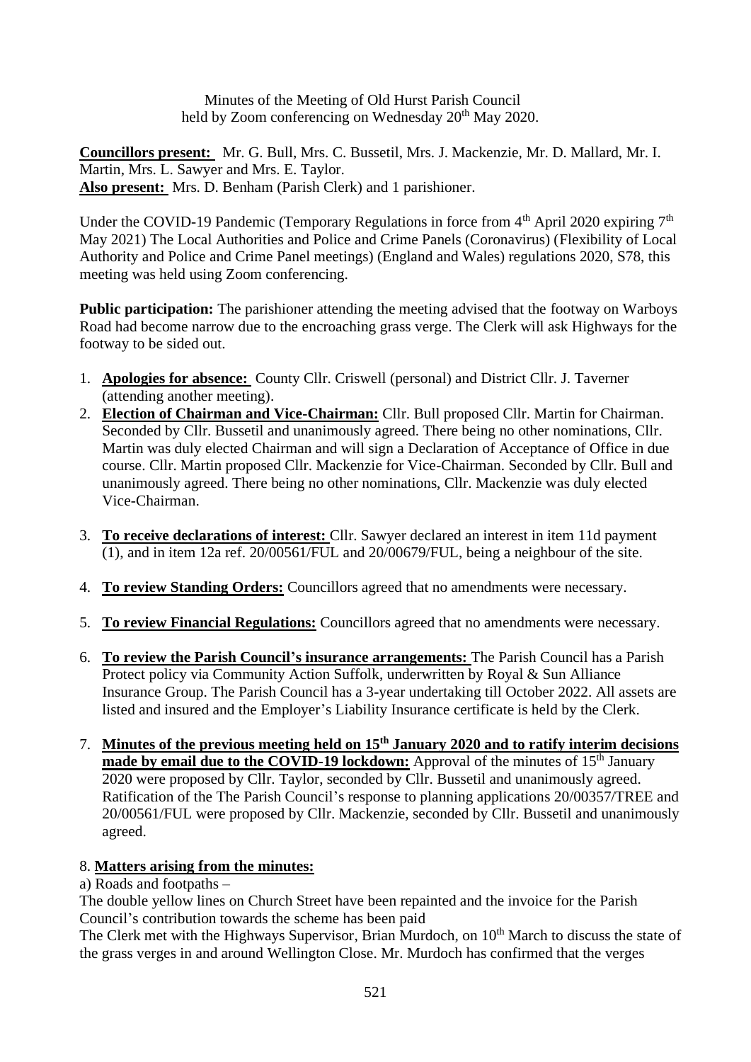Minutes of the Meeting of Old Hurst Parish Council
held by Zoom conferencing on Wednesday 20th May 2020.

**Councillors present:** Mr. G. Bull, Mrs. C. Bussetil, Mrs. J. Mackenzie, Mr. D. Mallard, Mr. I. Martin, Mrs. L. Sawyer and Mrs. E. Taylor.
**Also present:** Mrs. D. Benham (Parish Clerk) and 1 parishioner.

Under the COVID-19 Pandemic (Temporary Regulations in force from 4th April 2020 expiring 7th May 2021) The Local Authorities and Police and Crime Panels (Coronavirus) (Flexibility of Local Authority and Police and Crime Panel meetings) (England and Wales) regulations 2020, S78, this meeting was held using Zoom conferencing.

**Public participation:** The parishioner attending the meeting advised that the footway on Warboys Road had become narrow due to the encroaching grass verge. The Clerk will ask Highways for the footway to be sided out.

1. **Apologies for absence:** County Cllr. Criswell (personal) and District Cllr. J. Taverner (attending another meeting).
2. **Election of Chairman and Vice-Chairman:** Cllr. Bull proposed Cllr. Martin for Chairman. Seconded by Cllr. Bussetil and unanimously agreed. There being no other nominations, Cllr. Martin was duly elected Chairman and will sign a Declaration of Acceptance of Office in due course. Cllr. Martin proposed Cllr. Mackenzie for Vice-Chairman. Seconded by Cllr. Bull and unanimously agreed. There being no other nominations, Cllr. Mackenzie was duly elected Vice-Chairman.
3. **To receive declarations of interest:** Cllr. Sawyer declared an interest in item 11d payment (1), and in item 12a ref. 20/00561/FUL and 20/00679/FUL, being a neighbour of the site.
4. **To review Standing Orders:** Councillors agreed that no amendments were necessary.
5. **To review Financial Regulations:** Councillors agreed that no amendments were necessary.
6. **To review the Parish Council's insurance arrangements:** The Parish Council has a Parish Protect policy via Community Action Suffolk, underwritten by Royal & Sun Alliance Insurance Group. The Parish Council has a 3-year undertaking till October 2022. All assets are listed and insured and the Employer's Liability Insurance certificate is held by the Clerk.
7. **Minutes of the previous meeting held on 15th January 2020 and to ratify interim decisions made by email due to the COVID-19 lockdown:** Approval of the minutes of 15th January 2020 were proposed by Cllr. Taylor, seconded by Cllr. Bussetil and unanimously agreed. Ratification of the The Parish Council's response to planning applications 20/00357/TREE and 20/00561/FUL were proposed by Cllr. Mackenzie, seconded by Cllr. Bussetil and unanimously agreed.

8. **Matters arising from the minutes:**

a) Roads and footpaths –

The double yellow lines on Church Street have been repainted and the invoice for the Parish Council's contribution towards the scheme has been paid

The Clerk met with the Highways Supervisor, Brian Murdoch, on 10th March to discuss the state of the grass verges in and around Wellington Close. Mr. Murdoch has confirmed that the verges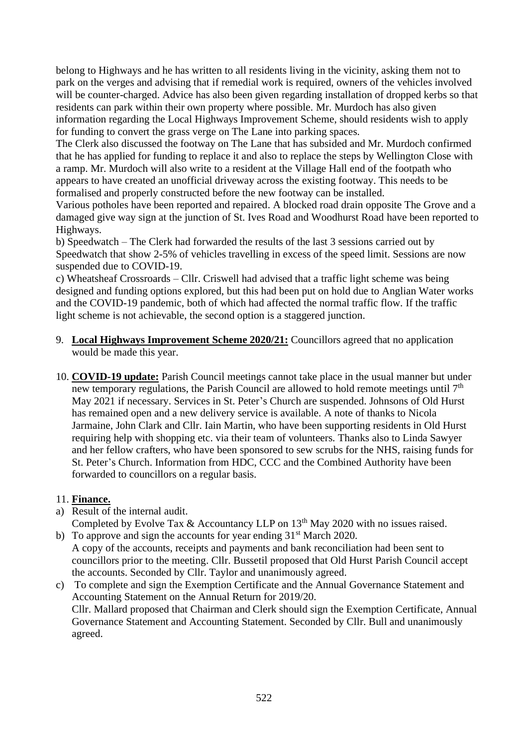belong to Highways and he has written to all residents living in the vicinity, asking them not to park on the verges and advising that if remedial work is required, owners of the vehicles involved will be counter-charged. Advice has also been given regarding installation of dropped kerbs so that residents can park within their own property where possible. Mr. Murdoch has also given information regarding the Local Highways Improvement Scheme, should residents wish to apply for funding to convert the grass verge on The Lane into parking spaces.
The Clerk also discussed the footway on The Lane that has subsided and Mr. Murdoch confirmed that he has applied for funding to replace it and also to replace the steps by Wellington Close with a ramp. Mr. Murdoch will also write to a resident at the Village Hall end of the footpath who appears to have created an unofficial driveway across the existing footway. This needs to be formalised and properly constructed before the new footway can be installed.
Various potholes have been reported and repaired. A blocked road drain opposite The Grove and a damaged give way sign at the junction of St. Ives Road and Woodhurst Road have been reported to Highways.
b) Speedwatch – The Clerk had forwarded the results of the last 3 sessions carried out by Speedwatch that show 2-5% of vehicles travelling in excess of the speed limit. Sessions are now suspended due to COVID-19.
c) Wheatsheaf Crossroards – Cllr. Criswell had advised that a traffic light scheme was being designed and funding options explored, but this had been put on hold due to Anglian Water works and the COVID-19 pandemic, both of which had affected the normal traffic flow. If the traffic light scheme is not achievable, the second option is a staggered junction.

9. **Local Highways Improvement Scheme 2020/21:** Councillors agreed that no application would be made this year.

10. **COVID-19 update:** Parish Council meetings cannot take place in the usual manner but under new temporary regulations, the Parish Council are allowed to hold remote meetings until 7th May 2021 if necessary. Services in St. Peter's Church are suspended. Johnsons of Old Hurst has remained open and a new delivery service is available. A note of thanks to Nicola Jarmaine, John Clark and Cllr. Iain Martin, who have been supporting residents in Old Hurst requiring help with shopping etc. via their team of volunteers. Thanks also to Linda Sawyer and her fellow crafters, who have been sponsored to sew scrubs for the NHS, raising funds for St. Peter's Church. Information from HDC, CCC and the Combined Authority have been forwarded to councillors on a regular basis.

11. **Finance.**

a) Result of the internal audit.
Completed by Evolve Tax & Accountancy LLP on 13th May 2020 with no issues raised.

b) To approve and sign the accounts for year ending 31st March 2020.
A copy of the accounts, receipts and payments and bank reconciliation had been sent to councillors prior to the meeting. Cllr. Bussetil proposed that Old Hurst Parish Council accept the accounts. Seconded by Cllr. Taylor and unanimously agreed.

c) To complete and sign the Exemption Certificate and the Annual Governance Statement and Accounting Statement on the Annual Return for 2019/20.
Cllr. Mallard proposed that Chairman and Clerk should sign the Exemption Certificate, Annual Governance Statement and Accounting Statement. Seconded by Cllr. Bull and unanimously agreed.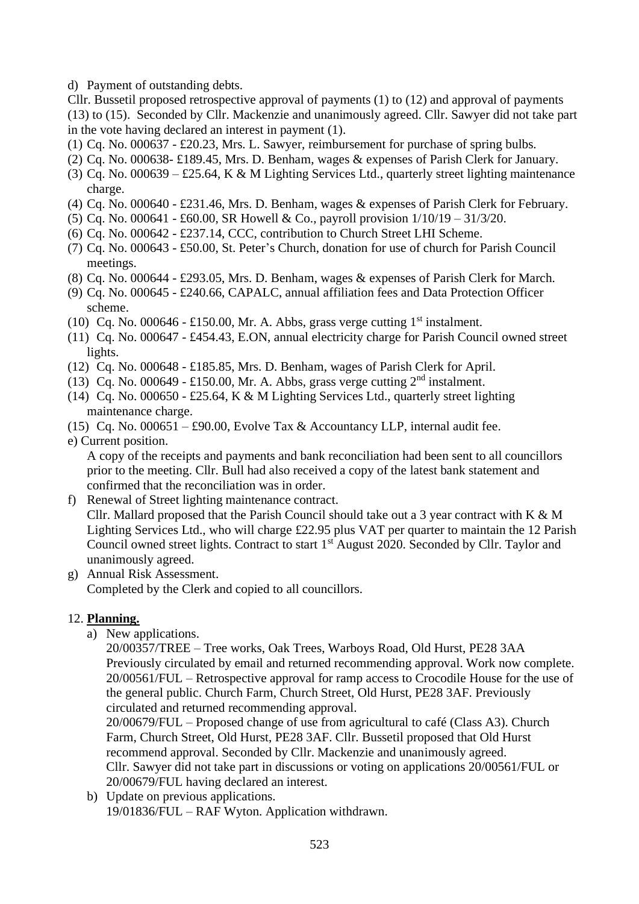d) Payment of outstanding debts.

Cllr. Bussetil proposed retrospective approval of payments (1) to (12) and approval of payments (13) to (15). Seconded by Cllr. Mackenzie and unanimously agreed. Cllr. Sawyer did not take part in the vote having declared an interest in payment (1).

(1) Cq. No. 000637 - £20.23, Mrs. L. Sawyer, reimbursement for purchase of spring bulbs.
(2) Cq. No. 000638- £189.45, Mrs. D. Benham, wages & expenses of Parish Clerk for January.
(3) Cq. No. 000639 – £25.64, K & M Lighting Services Ltd., quarterly street lighting maintenance charge.
(4) Cq. No. 000640 - £231.46, Mrs. D. Benham, wages & expenses of Parish Clerk for February.
(5) Cq. No. 000641 - £60.00, SR Howell & Co., payroll provision 1/10/19 – 31/3/20.
(6) Cq. No. 000642 - £237.14, CCC, contribution to Church Street LHI Scheme.
(7) Cq. No. 000643 - £50.00, St. Peter's Church, donation for use of church for Parish Council meetings.
(8) Cq. No. 000644 - £293.05, Mrs. D. Benham, wages & expenses of Parish Clerk for March.
(9) Cq. No. 000645 - £240.66, CAPALC, annual affiliation fees and Data Protection Officer scheme.
(10) Cq. No. 000646 - £150.00, Mr. A. Abbs, grass verge cutting 1st instalment.
(11) Cq. No. 000647 - £454.43, E.ON, annual electricity charge for Parish Council owned street lights.
(12) Cq. No. 000648 - £185.85, Mrs. D. Benham, wages of Parish Clerk for April.
(13) Cq. No. 000649 - £150.00, Mr. A. Abbs, grass verge cutting 2nd instalment.
(14) Cq. No. 000650 - £25.64, K & M Lighting Services Ltd., quarterly street lighting maintenance charge.
(15) Cq. No. 000651 – £90.00, Evolve Tax & Accountancy LLP, internal audit fee.

e) Current position.
A copy of the receipts and payments and bank reconciliation had been sent to all councillors prior to the meeting. Cllr. Bull had also received a copy of the latest bank statement and confirmed that the reconciliation was in order.

f) Renewal of Street lighting maintenance contract.
Cllr. Mallard proposed that the Parish Council should take out a 3 year contract with K & M Lighting Services Ltd., who will charge £22.95 plus VAT per quarter to maintain the 12 Parish Council owned street lights. Contract to start 1st August 2020. Seconded by Cllr. Taylor and unanimously agreed.

g) Annual Risk Assessment.
Completed by the Clerk and copied to all councillors.

12. **Planning.**

a) New applications.
20/00357/TREE – Tree works, Oak Trees, Warboys Road, Old Hurst, PE28 3AA Previously circulated by email and returned recommending approval. Work now complete.
20/00561/FUL – Retrospective approval for ramp access to Crocodile House for the use of the general public. Church Farm, Church Street, Old Hurst, PE28 3AF. Previously circulated and returned recommending approval.
20/00679/FUL – Proposed change of use from agricultural to café (Class A3). Church Farm, Church Street, Old Hurst, PE28 3AF. Cllr. Bussetil proposed that Old Hurst recommend approval. Seconded by Cllr. Mackenzie and unanimously agreed.
Cllr. Sawyer did not take part in discussions or voting on applications 20/00561/FUL or 20/00679/FUL having declared an interest.

b) Update on previous applications.
19/01836/FUL – RAF Wyton. Application withdrawn.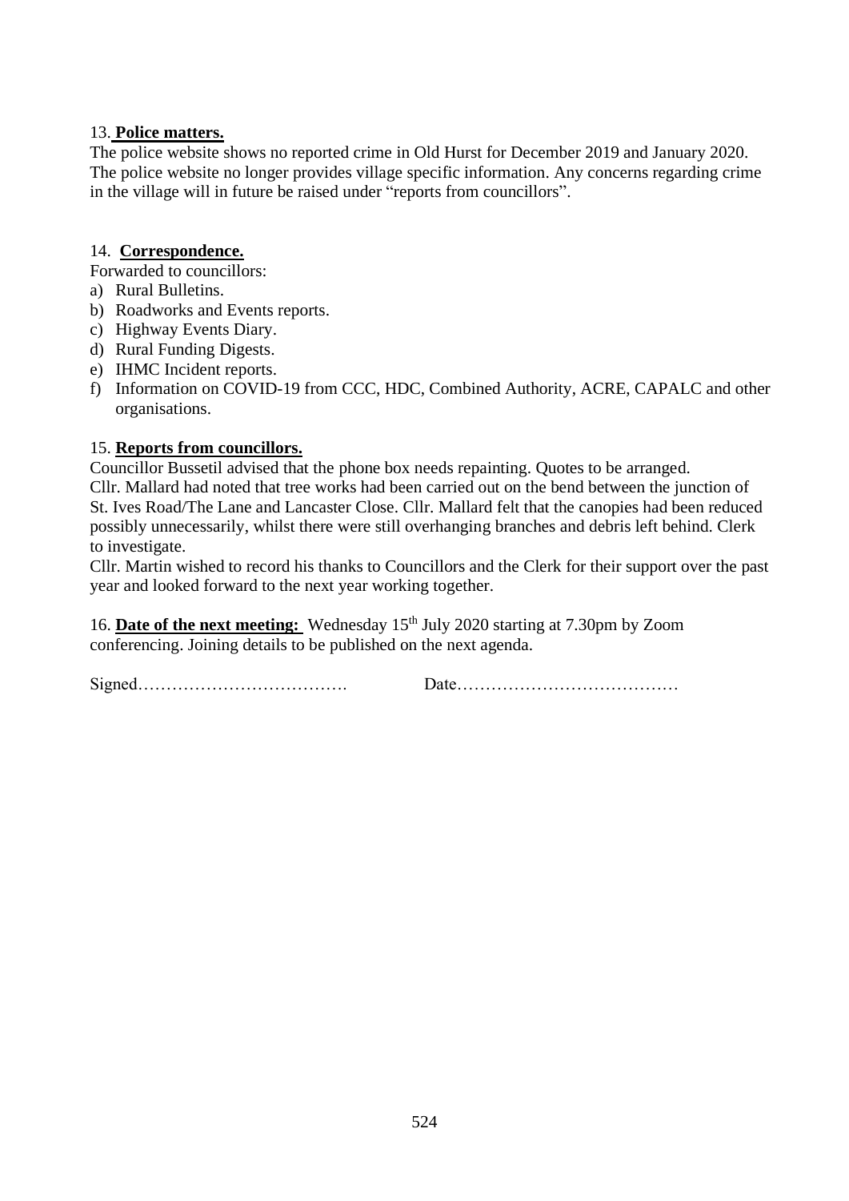13. **Police matters.**

The police website shows no reported crime in Old Hurst for December 2019 and January 2020. The police website no longer provides village specific information. Any concerns regarding crime in the village will in future be raised under "reports from councillors".

14. **Correspondence.**

Forwarded to councillors:

a) Rural Bulletins.
b) Roadworks and Events reports.
c) Highway Events Diary.
d) Rural Funding Digests.
e) IHMC Incident reports.
f) Information on COVID-19 from CCC, HDC, Combined Authority, ACRE, CAPALC and other organisations.

15. **Reports from councillors.**

Councillor Bussetil advised that the phone box needs repainting. Quotes to be arranged.
Cllr. Mallard had noted that tree works had been carried out on the bend between the junction of St. Ives Road/The Lane and Lancaster Close. Cllr. Mallard felt that the canopies had been reduced possibly unnecessarily, whilst there were still overhanging branches and debris left behind. Clerk to investigate.
Cllr. Martin wished to record his thanks to Councillors and the Clerk for their support over the past year and looked forward to the next year working together.

16. **Date of the next meeting:** Wednesday 15th July 2020 starting at 7.30pm by Zoom conferencing. Joining details to be published on the next agenda.

Signed………………………………. Date…………………………………